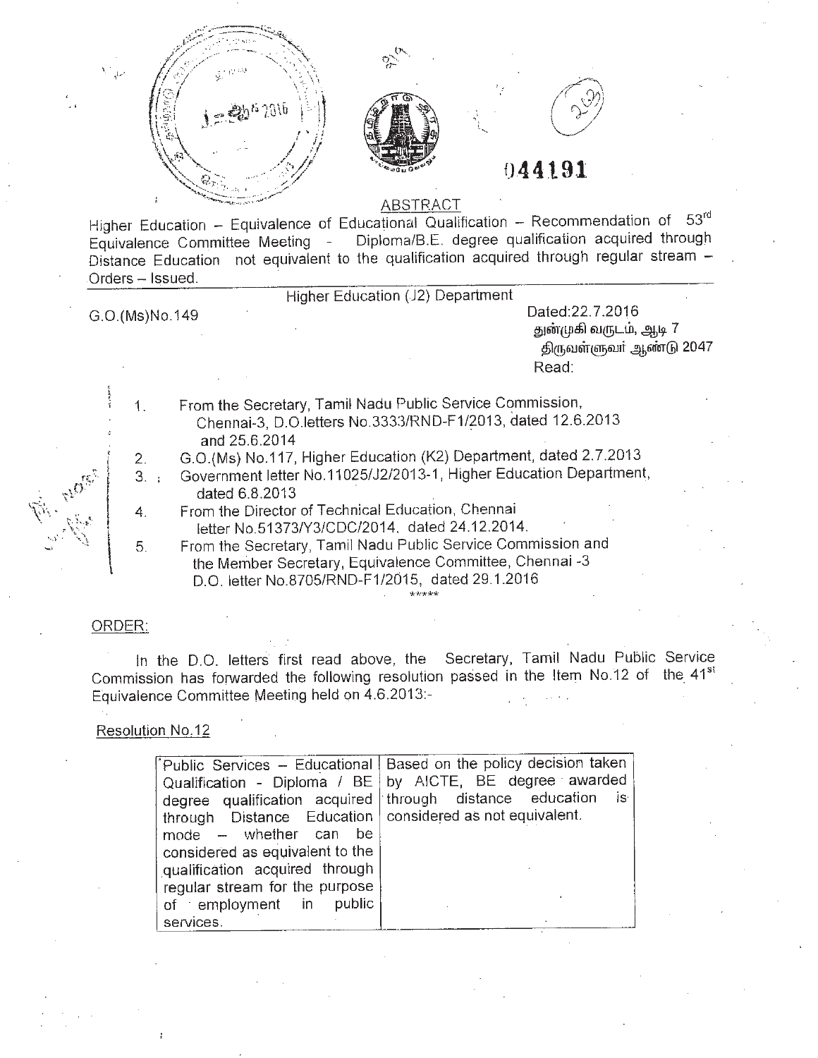044191

ABSTRACT

Higher Education – Equivalence of Educational Qualification – Recommendation of 53rd Equivalence Committee Meeting - Diploma/B.E. degree qualification acquired through Distance Education not equivalent to the qualification acquired through regular stream – Orders – Issued.

Higher Education (J2) Department

G.O.(Ms)No.149

Dated:22.7.2016
துன்முகி வருடம், ஆடி 7
திருவள்ளுவர் ஆண்டு 2047
Read:

1. From the Secretary, Tamil Nadu Public Service Commission, Chennai-3, D.O.letters No.3333/RND-F1/2013, dated 12.6.2013 and 25.6.2014
2. G.O.(Ms) No.117, Higher Education (K2) Department, dated 2.7.2013
3. Government letter No.11025/J2/2013-1, Higher Education Department, dated 6.8.2013
4. From the Director of Technical Education, Chennai letter No.51373/Y3/CDC/2014, dated 24.12.2014.
5. From the Secretary, Tamil Nadu Public Service Commission and the Member Secretary, Equivalence Committee, Chennai -3 D.O. letter No.8705/RND-F1/2015, dated 29.1.2016

\*\*\*\*\*

ORDER:

In the D.O. letters first read above, the Secretary, Tamil Nadu Public Service Commission has forwarded the following resolution passed in the Item No.12 of the 41st Equivalence Committee Meeting held on 4.6.2013:-

Resolution No.12

| | |
|---|---|
| Public Services – Educational Qualification - Diploma / BE degree qualification acquired through Distance Education mode – whether can be considered as equivalent to the qualification acquired through regular stream for the purpose of employment in public services. | Based on the policy decision taken by AICTE, BE degree awarded through distance education is considered as not equivalent. |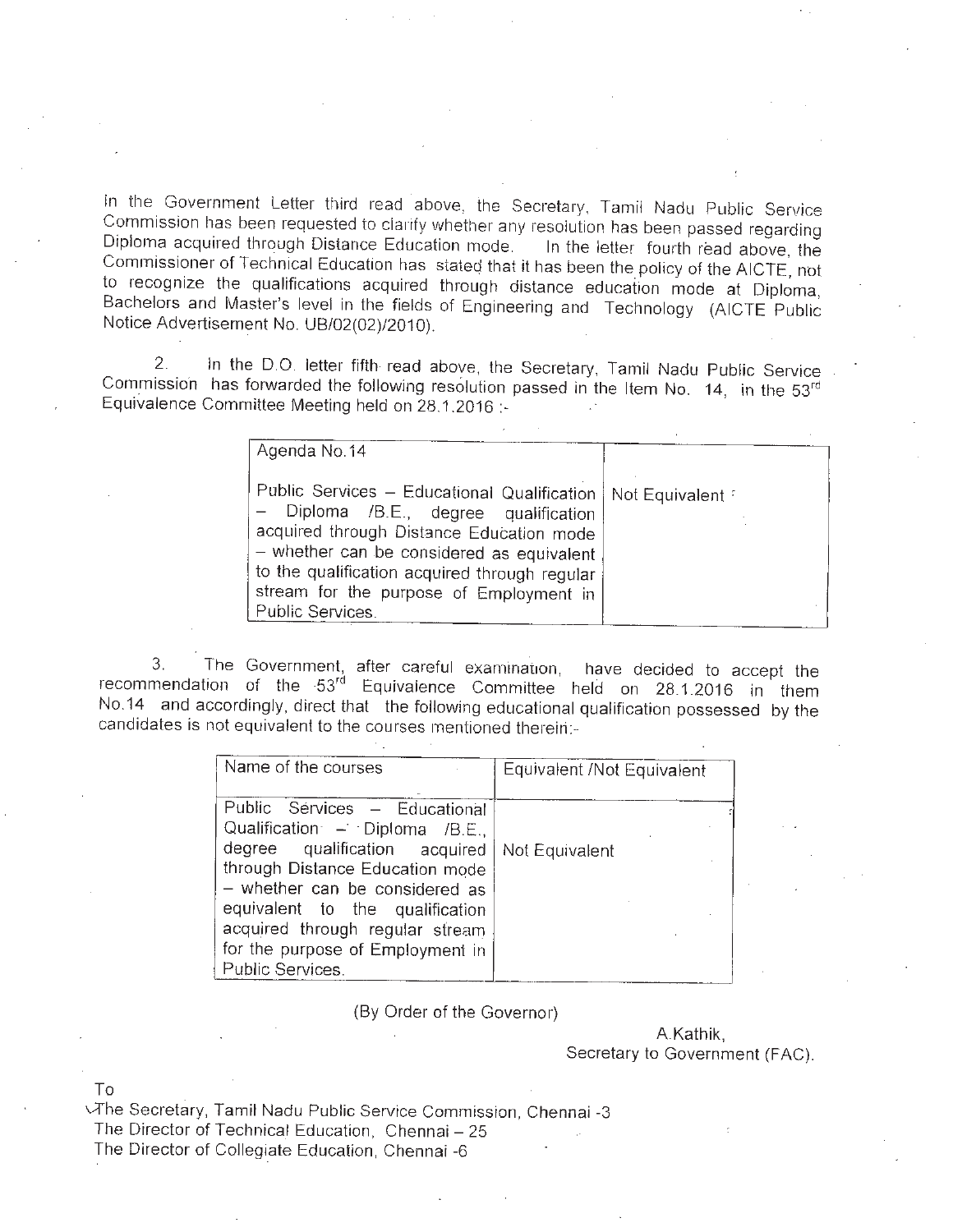In the Government Letter third read above, the Secretary, Tamil Nadu Public Service Commission has been requested to clarify whether any resolution has been passed regarding Diploma acquired through Distance Education mode. In the letter fourth read above, the Commissioner of Technical Education has stated that it has been the policy of the AICTE, not to recognize the qualifications acquired through distance education mode at Diploma, Bachelors and Master's level in the fields of Engineering and Technology (AICTE Public Notice Advertisement No. UB/02(02)/2010).

2. In the D.O. letter fifth read above, the Secretary, Tamil Nadu Public Service Commission has forwarded the following resolution passed in the Item No. 14, in the 53rd Equivalence Committee Meeting held on 28.1.2016 :-

| Agenda No.14 | |
|---|---|
| Public Services – Educational Qualification – Diploma /B.E., degree qualification acquired through Distance Education mode – whether can be considered as equivalent to the qualification acquired through regular stream for the purpose of Employment in Public Services. | Not Equivalent |

3. The Government, after careful examination, have decided to accept the recommendation of the 53rd Equivalence Committee held on 28.1.2016 in them No.14 and accordingly, direct that the following educational qualification possessed by the candidates is not equivalent to the courses mentioned therein:-

| Name of the courses | Equivalent /Not Equivalent |
|---|---|
| Public Services – Educational Qualification – Diploma /B.E., degree qualification acquired through Distance Education mode – whether can be considered as equivalent to the qualification acquired through regular stream for the purpose of Employment in Public Services. | Not Equivalent |

(By Order of the Governor)

A.Kathik,
Secretary to Government (FAC).

To
The Secretary, Tamil Nadu Public Service Commission, Chennai -3
The Director of Technical Education, Chennai – 25
The Director of Collegiate Education, Chennai -6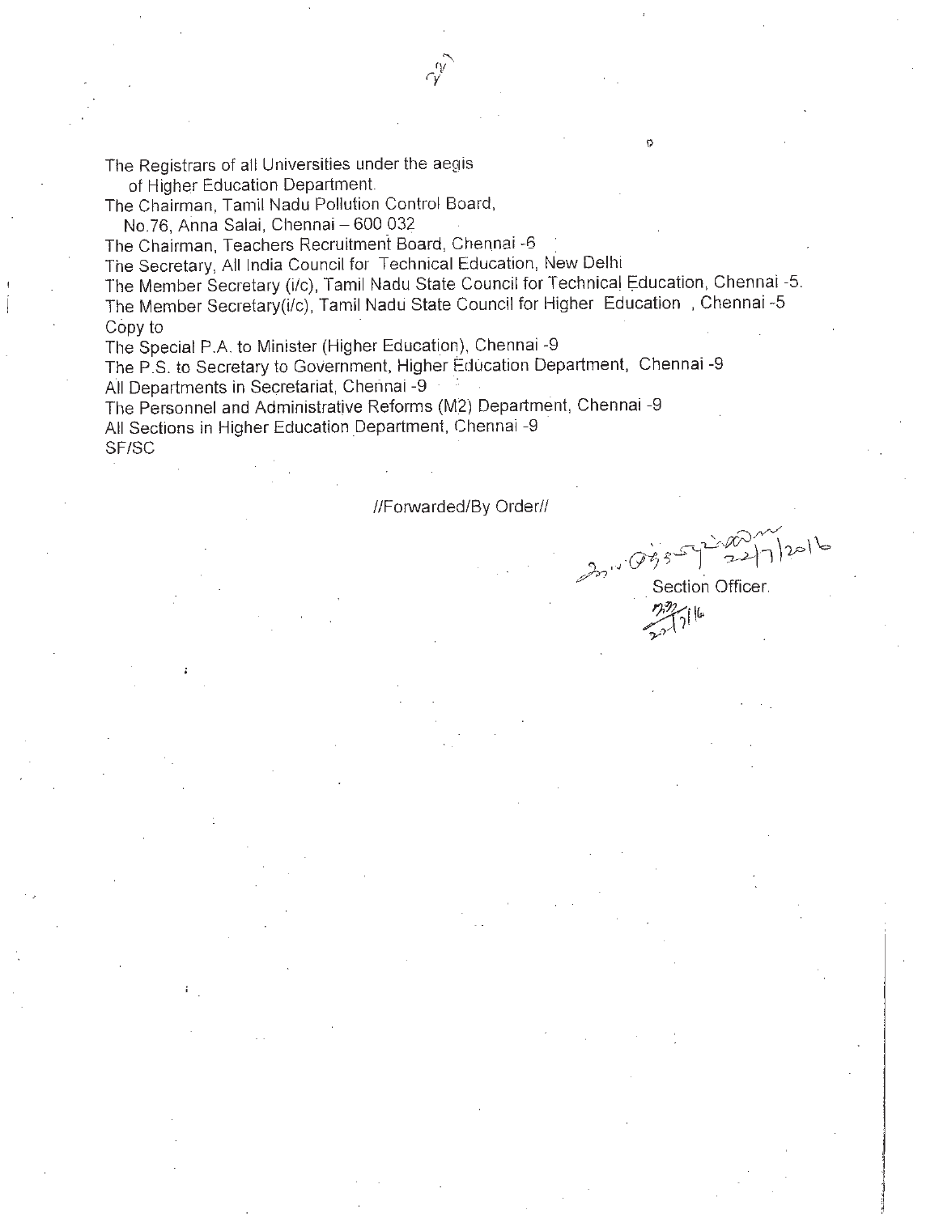The Registrars of all Universities under the aegis
of Higher Education Department.
The Chairman, Tamil Nadu Pollution Control Board,
No.76, Anna Salai, Chennai – 600 032
The Chairman, Teachers Recruitment Board, Chennai -6
The Secretary, All India Council for Technical Education, New Delhi
The Member Secretary (i/c), Tamil Nadu State Council for Technical Education, Chennai -5.
The Member Secretary(i/c), Tamil Nadu State Council for Higher Education , Chennai -5

Copy to
The Special P.A. to Minister (Higher Education), Chennai -9
The P.S. to Secretary to Government, Higher Education Department, Chennai -9
All Departments in Secretariat, Chennai -9
The Personnel and Administrative Reforms (M2) Department, Chennai -9
All Sections in Higher Education Department, Chennai -9
SF/SC

//Forwarded/By Order//

22/7/2016

Section Officer.

22/7/16